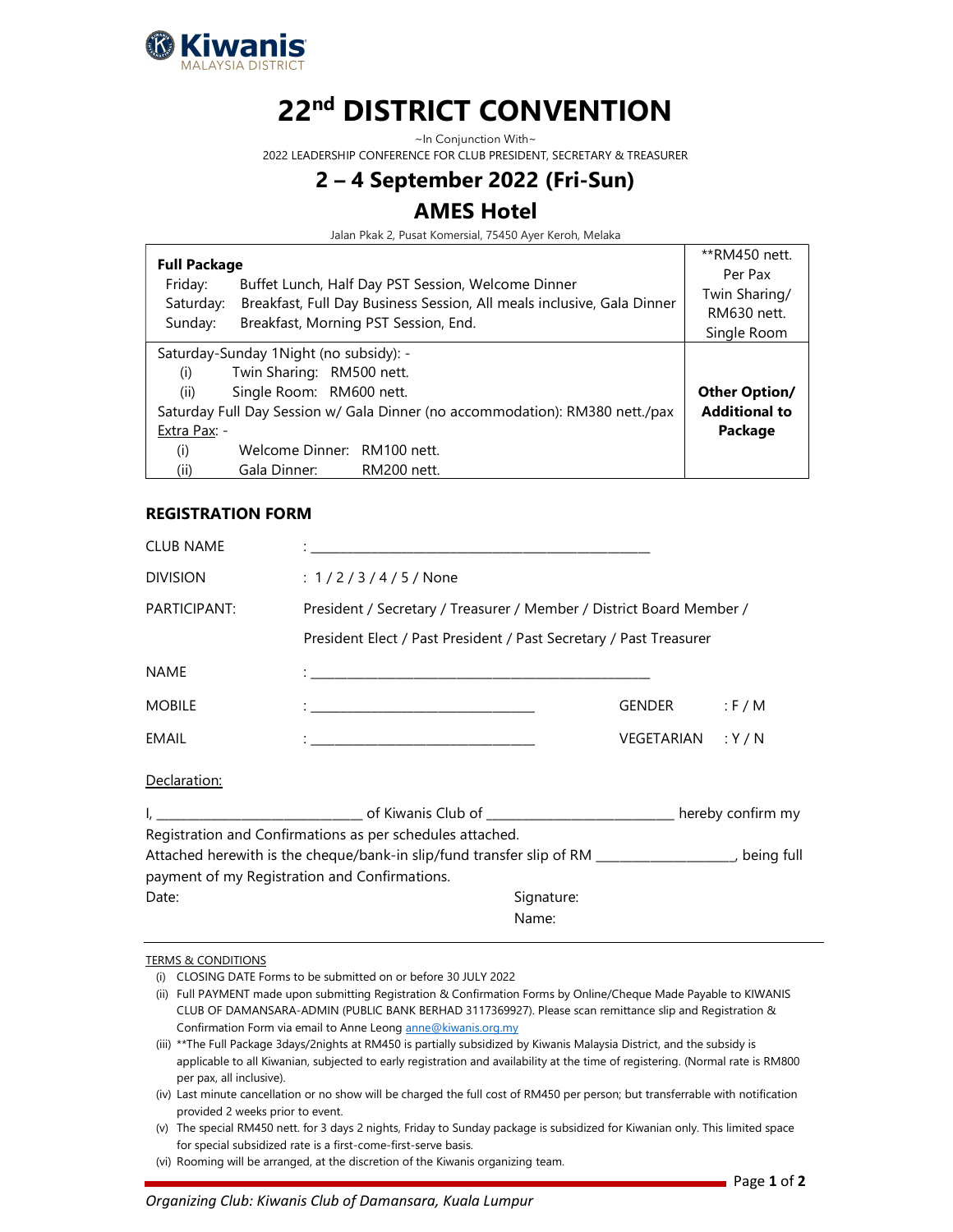Kiwanis MALAYSIA DISTRICT

# 22nd DISTRICT CONVENTION

~In Conjunction With~

2022 LEADERSHIP CONFERENCE FOR CLUB PRESIDENT, SECRETARY & TREASURER

## 2 – 4 September 2022 (Fri-Sun)

## AMES Hotel

Jalan Pkak 2, Pusat Komersial, 75450 Ayer Keroh, Melaka

| **Full Package**<br>Friday: Buffet Lunch, Half Day PST Session, Welcome Dinner<br>Saturday: Breakfast, Full Day Business Session, All meals inclusive, Gala Dinner<br>Sunday: Breakfast, Morning PST Session, End. | **RM450 nett. Per Pax Twin Sharing/ RM630 nett. Single Room |
|---|---|
| Saturday-Sunday 1Night (no subsidy): -<br>(i) Twin Sharing: RM500 nett.<br>(ii) Single Room: RM600 nett.<br>Saturday Full Day Session w/ Gala Dinner (no accommodation): RM380 nett./pax<br>Extra Pax: -<br>(i) Welcome Dinner: RM100 nett.<br>(ii) Gala Dinner: RM200 nett. | **Other Option/ Additional to Package** |

### REGISTRATION FORM

CLUB NAME : ____________________________________________

DIVISION : 1 / 2 / 3 / 4 / 5 / None

PARTICIPANT: President / Secretary / Treasurer / Member / District Board Member / President Elect / Past President / Past Secretary / Past Treasurer

NAME : ____________________________________________

MOBILE : ____________________________ GENDER : F / M

EMAIL : ____________________________ VEGETARIAN : Y / N

Declaration:

I, __________________________ of Kiwanis Club of ________________________ hereby confirm my Registration and Confirmations as per schedules attached.

Attached herewith is the cheque/bank-in slip/fund transfer slip of RM _________________, being full payment of my Registration and Confirmations.

Date: Signature:

Name:

TERMS & CONDITIONS

(i) CLOSING DATE Forms to be submitted on or before 30 JULY 2022
(ii) Full PAYMENT made upon submitting Registration & Confirmation Forms by Online/Cheque Made Payable to KIWANIS CLUB OF DAMANSARA-ADMIN (PUBLIC BANK BERHAD 3117369927). Please scan remittance slip and Registration & Confirmation Form via email to Anne Leong anne@kiwanis.org.my
(iii) **The Full Package 3days/2nights at RM450 is partially subsidized by Kiwanis Malaysia District, and the subsidy is applicable to all Kiwanian, subjected to early registration and availability at the time of registering. (Normal rate is RM800 per pax, all inclusive).
(iv) Last minute cancellation or no show will be charged the full cost of RM450 per person; but transferrable with notification provided 2 weeks prior to event.
(v) The special RM450 nett. for 3 days 2 nights, Friday to Sunday package is subsidized for Kiwanian only. This limited space for special subsidized rate is a first-come-first-serve basis.
(vi) Rooming will be arranged, at the discretion of the Kiwanis organizing team.

*Organizing Club: Kiwanis Club of Damansara, Kuala Lumpur*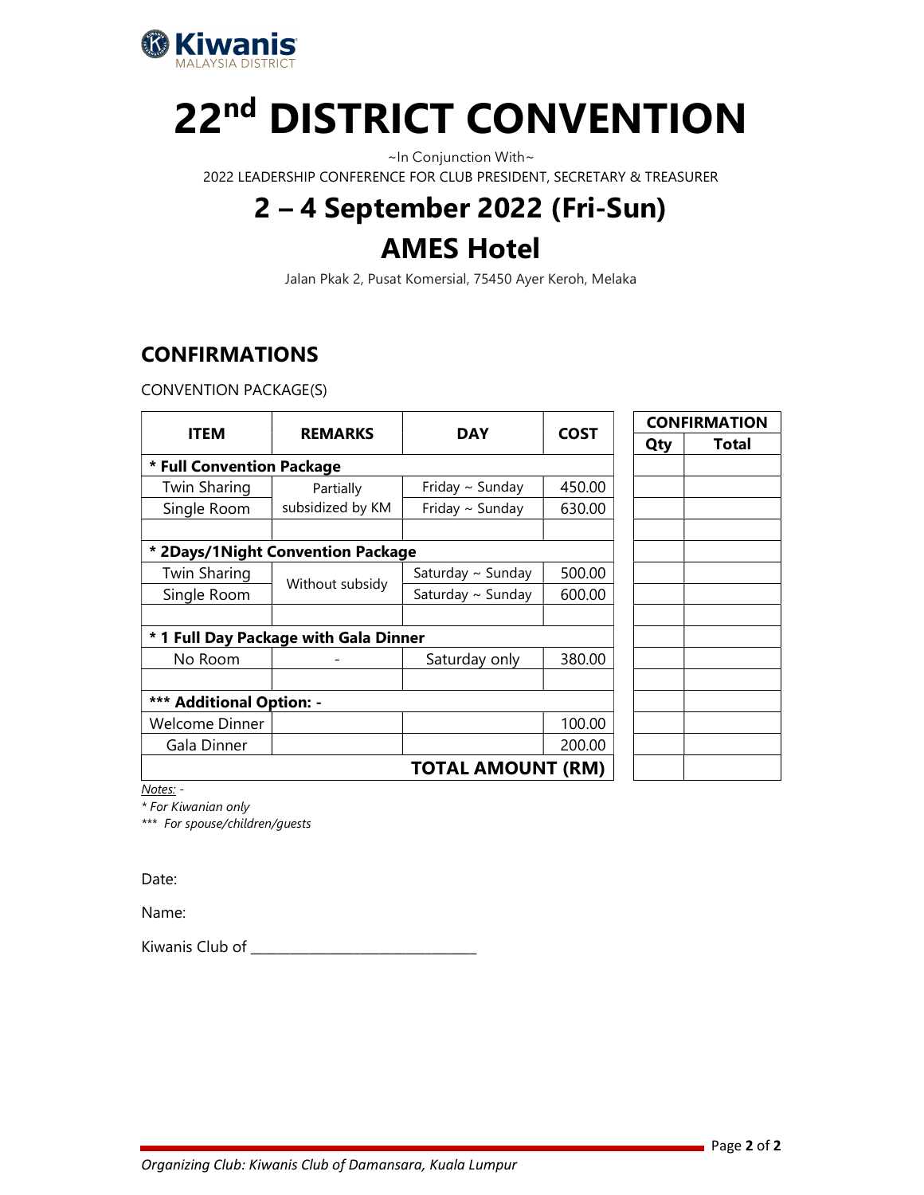Kiwanis
MALAYSIA DISTRICT

# 22nd DISTRICT CONVENTION

~In Conjunction With~

2022 LEADERSHIP CONFERENCE FOR CLUB PRESIDENT, SECRETARY & TREASURER

## 2 – 4 September 2022 (Fri-Sun)

## AMES Hotel

Jalan Pkak 2, Pusat Komersial, 75450 Ayer Keroh, Melaka

## CONFIRMATIONS

CONVENTION PACKAGE(S)

| ITEM | REMARKS | DAY | COST | CONFIRMATION | |
|---|---|---|---|---|---|
| | | | | Qty | Total |
| **\* Full Convention Package** | | | | | |
| Twin Sharing | Partially subsidized by KM | Friday ~ Sunday | 450.00 | | |
| Single Room | | Friday ~ Sunday | 630.00 | | |
| | | | | | |
| **\* 2Days/1Night Convention Package** | | | | | |
| Twin Sharing | Without subsidy | Saturday ~ Sunday | 500.00 | | |
| Single Room | | Saturday ~ Sunday | 600.00 | | |
| | | | | | |
| **\* 1 Full Day Package with Gala Dinner** | | | | | |
| No Room | - | Saturday only | 380.00 | | |
| | | | | | |
| **\*\*\* Additional Option: -** | | | | | |
| Welcome Dinner | | | 100.00 | | |
| Gala Dinner | | | 200.00 | | |
| | | | **TOTAL AMOUNT (RM)** | | |

*Notes:* -

*\* For Kiwanian only*

*\*\*\* For spouse/children/guests*

Date:

Name:

Kiwanis Club of ______________________________

*Organizing Club: Kiwanis Club of Damansara, Kuala Lumpur*